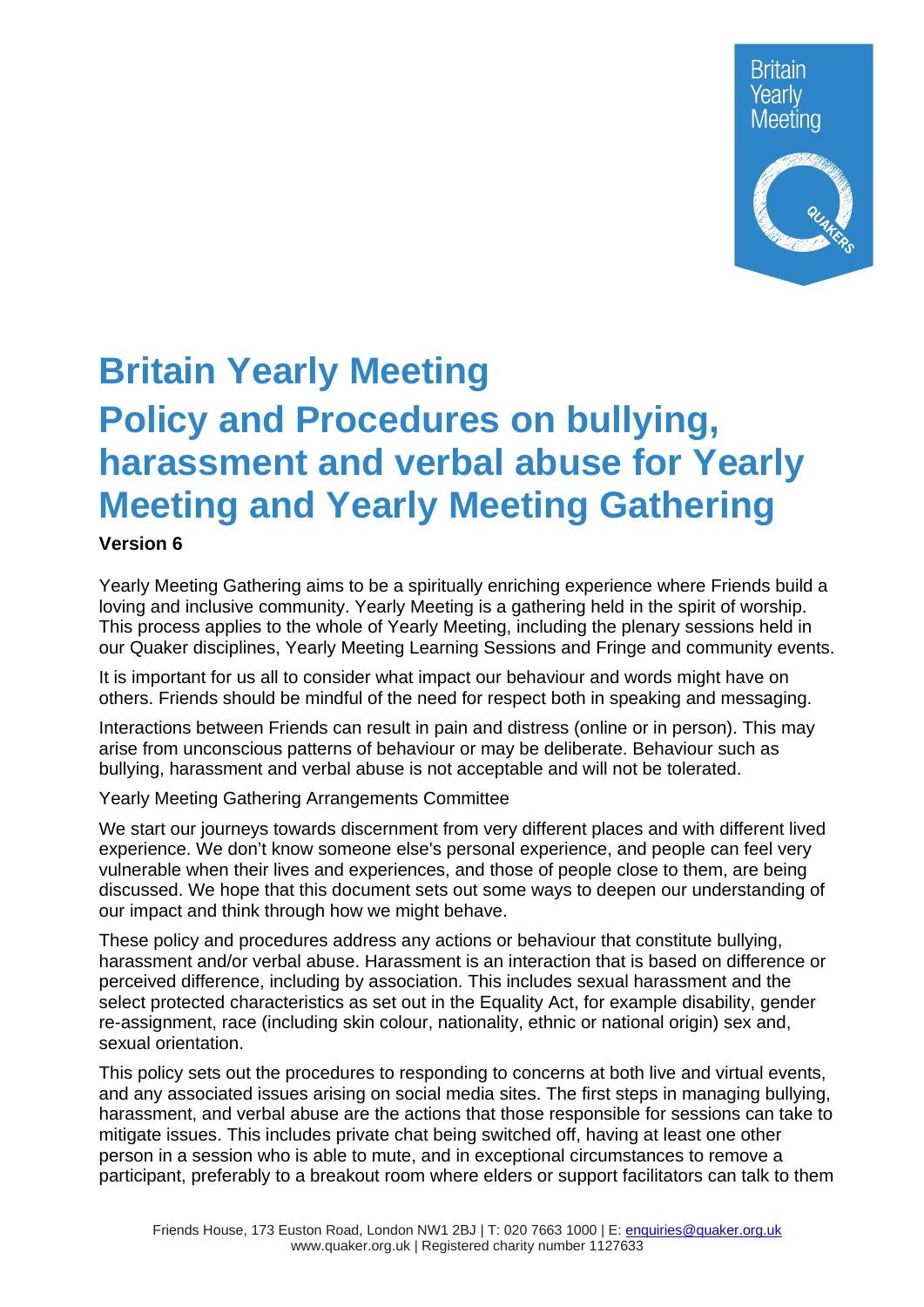# Britain Yearly Meeting

# Policy and Procedures on bullying, harassment and verbal abuse for Yearly Meeting and Yearly Meeting Gathering

**Version 6**

Yearly Meeting Gathering aims to be a spiritually enriching experience where Friends build a loving and inclusive community. Yearly Meeting is a gathering held in the spirit of worship. This process applies to the whole of Yearly Meeting, including the plenary sessions held in our Quaker disciplines, Yearly Meeting Learning Sessions and Fringe and community events.

It is important for us all to consider what impact our behaviour and words might have on others. Friends should be mindful of the need for respect both in speaking and messaging.

Interactions between Friends can result in pain and distress (online or in person). This may arise from unconscious patterns of behaviour or may be deliberate. Behaviour such as bullying, harassment and verbal abuse is not acceptable and will not be tolerated.

Yearly Meeting Gathering Arrangements Committee

We start our journeys towards discernment from very different places and with different lived experience. We don't know someone else's personal experience, and people can feel very vulnerable when their lives and experiences, and those of people close to them, are being discussed. We hope that this document sets out some ways to deepen our understanding of our impact and think through how we might behave.

These policy and procedures address any actions or behaviour that constitute bullying, harassment and/or verbal abuse. Harassment is an interaction that is based on difference or perceived difference, including by association. This includes sexual harassment and the select protected characteristics as set out in the Equality Act, for example disability, gender re-assignment, race (including skin colour, nationality, ethnic or national origin) sex and, sexual orientation.

This policy sets out the procedures to responding to concerns at both live and virtual events, and any associated issues arising on social media sites. The first steps in managing bullying, harassment, and verbal abuse are the actions that those responsible for sessions can take to mitigate issues. This includes private chat being switched off, having at least one other person in a session who is able to mute, and in exceptional circumstances to remove a participant, preferably to a breakout room where elders or support facilitators can talk to them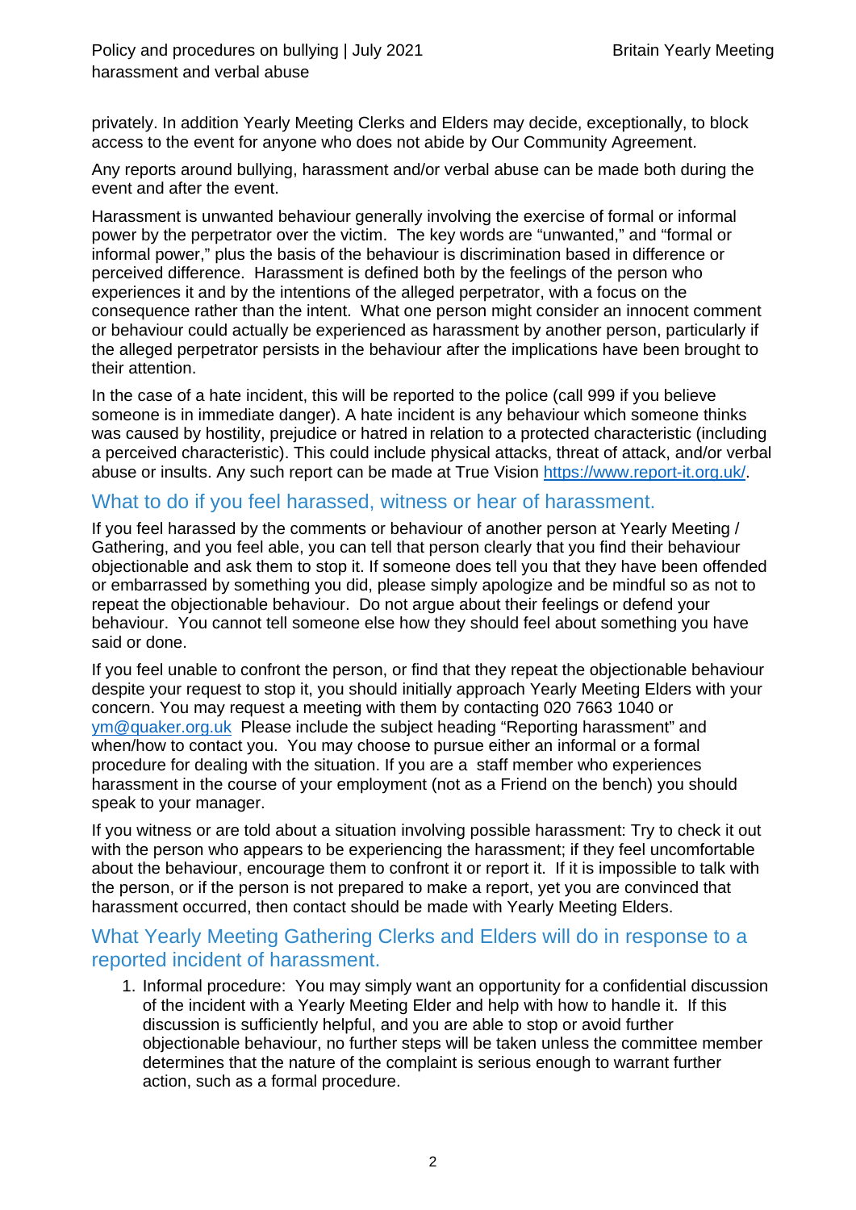privately. In addition Yearly Meeting Clerks and Elders may decide, exceptionally, to block access to the event for anyone who does not abide by Our Community Agreement.

Any reports around bullying, harassment and/or verbal abuse can be made both during the event and after the event.

Harassment is unwanted behaviour generally involving the exercise of formal or informal power by the perpetrator over the victim. The key words are "unwanted," and "formal or informal power," plus the basis of the behaviour is discrimination based in difference or perceived difference. Harassment is defined both by the feelings of the person who experiences it and by the intentions of the alleged perpetrator, with a focus on the consequence rather than the intent. What one person might consider an innocent comment or behaviour could actually be experienced as harassment by another person, particularly if the alleged perpetrator persists in the behaviour after the implications have been brought to their attention.

In the case of a hate incident, this will be reported to the police (call 999 if you believe someone is in immediate danger). A hate incident is any behaviour which someone thinks was caused by hostility, prejudice or hatred in relation to a protected characteristic (including a perceived characteristic). This could include physical attacks, threat of attack, and/or verbal abuse or insults. Any such report can be made at True Vision https://www.report-it.org.uk/.

## What to do if you feel harassed, witness or hear of harassment.

If you feel harassed by the comments or behaviour of another person at Yearly Meeting / Gathering, and you feel able, you can tell that person clearly that you find their behaviour objectionable and ask them to stop it. If someone does tell you that they have been offended or embarrassed by something you did, please simply apologize and be mindful so as not to repeat the objectionable behaviour. Do not argue about their feelings or defend your behaviour. You cannot tell someone else how they should feel about something you have said or done.

If you feel unable to confront the person, or find that they repeat the objectionable behaviour despite your request to stop it, you should initially approach Yearly Meeting Elders with your concern. You may request a meeting with them by contacting 020 7663 1040 or ym@quaker.org.uk Please include the subject heading "Reporting harassment" and when/how to contact you. You may choose to pursue either an informal or a formal procedure for dealing with the situation. If you are a staff member who experiences harassment in the course of your employment (not as a Friend on the bench) you should speak to your manager.

If you witness or are told about a situation involving possible harassment: Try to check it out with the person who appears to be experiencing the harassment; if they feel uncomfortable about the behaviour, encourage them to confront it or report it. If it is impossible to talk with the person, or if the person is not prepared to make a report, yet you are convinced that harassment occurred, then contact should be made with Yearly Meeting Elders.

## What Yearly Meeting Gathering Clerks and Elders will do in response to a reported incident of harassment.

1. Informal procedure: You may simply want an opportunity for a confidential discussion of the incident with a Yearly Meeting Elder and help with how to handle it. If this discussion is sufficiently helpful, and you are able to stop or avoid further objectionable behaviour, no further steps will be taken unless the committee member determines that the nature of the complaint is serious enough to warrant further action, such as a formal procedure.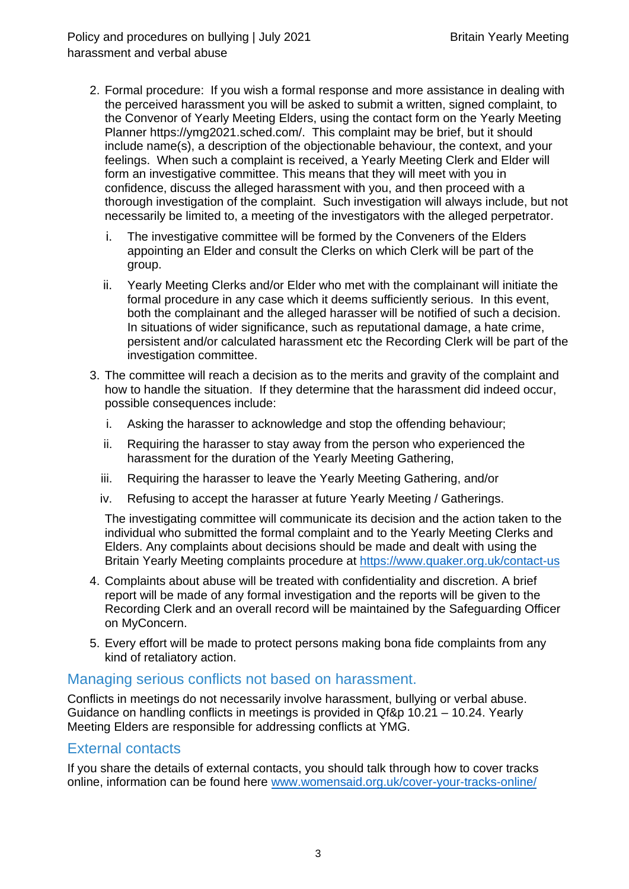2. Formal procedure: If you wish a formal response and more assistance in dealing with the perceived harassment you will be asked to submit a written, signed complaint, to the Convenor of Yearly Meeting Elders, using the contact form on the Yearly Meeting Planner https://ymg2021.sched.com/. This complaint may be brief, but it should include name(s), a description of the objectionable behaviour, the context, and your feelings. When such a complaint is received, a Yearly Meeting Clerk and Elder will form an investigative committee. This means that they will meet with you in confidence, discuss the alleged harassment with you, and then proceed with a thorough investigation of the complaint. Such investigation will always include, but not necessarily be limited to, a meeting of the investigators with the alleged perpetrator.

   i. The investigative committee will be formed by the Conveners of the Elders appointing an Elder and consult the Clerks on which Clerk will be part of the group.

   ii. Yearly Meeting Clerks and/or Elder who met with the complainant will initiate the formal procedure in any case which it deems sufficiently serious. In this event, both the complainant and the alleged harasser will be notified of such a decision. In situations of wider significance, such as reputational damage, a hate crime, persistent and/or calculated harassment etc the Recording Clerk will be part of the investigation committee.

3. The committee will reach a decision as to the merits and gravity of the complaint and how to handle the situation. If they determine that the harassment did indeed occur, possible consequences include:

   i. Asking the harasser to acknowledge and stop the offending behaviour;

   ii. Requiring the harasser to stay away from the person who experienced the harassment for the duration of the Yearly Meeting Gathering,

   iii. Requiring the harasser to leave the Yearly Meeting Gathering, and/or

   iv. Refusing to accept the harasser at future Yearly Meeting / Gatherings.

   The investigating committee will communicate its decision and the action taken to the individual who submitted the formal complaint and to the Yearly Meeting Clerks and Elders. Any complaints about decisions should be made and dealt with using the Britain Yearly Meeting complaints procedure at https://www.quaker.org.uk/contact-us

4. Complaints about abuse will be treated with confidentiality and discretion. A brief report will be made of any formal investigation and the reports will be given to the Recording Clerk and an overall record will be maintained by the Safeguarding Officer on MyConcern.

5. Every effort will be made to protect persons making bona fide complaints from any kind of retaliatory action.

## Managing serious conflicts not based on harassment.

Conflicts in meetings do not necessarily involve harassment, bullying or verbal abuse. Guidance on handling conflicts in meetings is provided in Qf&p 10.21 – 10.24. Yearly Meeting Elders are responsible for addressing conflicts at YMG.

## External contacts

If you share the details of external contacts, you should talk through how to cover tracks online, information can be found here www.womensaid.org.uk/cover-your-tracks-online/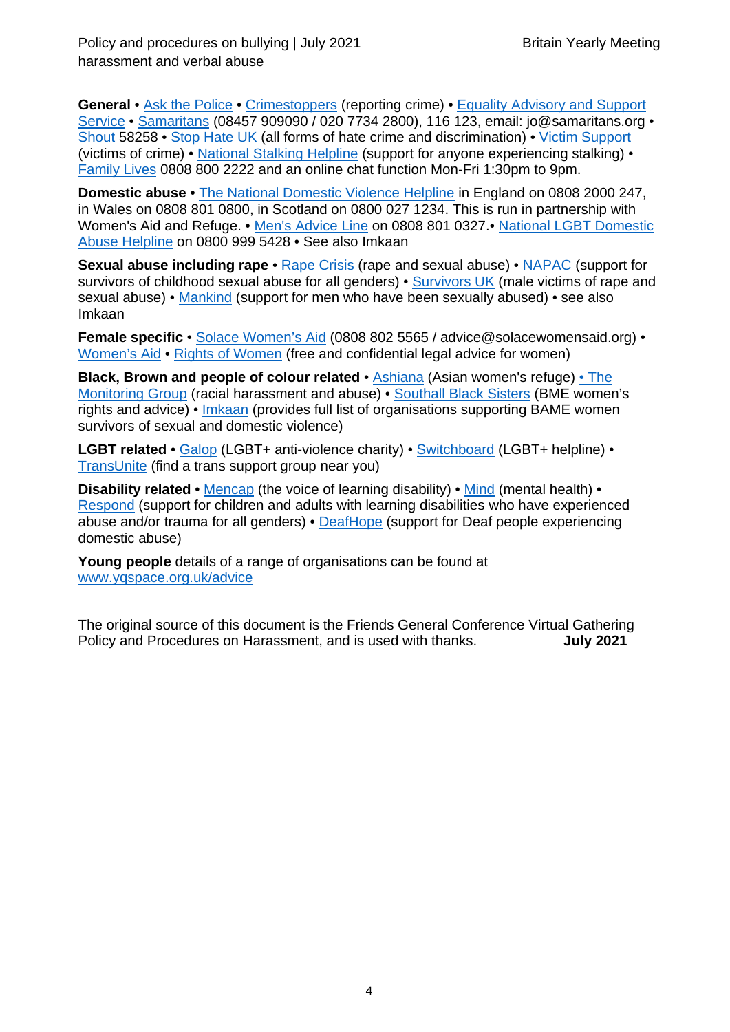**General** • Ask the Police • Crimestoppers (reporting crime) • Equality Advisory and Support Service • Samaritans (08457 909090 / 020 7734 2800), 116 123, email: jo@samaritans.org • Shout 58258 • Stop Hate UK (all forms of hate crime and discrimination) • Victim Support (victims of crime) • National Stalking Helpline (support for anyone experiencing stalking) • Family Lives 0808 800 2222 and an online chat function Mon-Fri 1:30pm to 9pm.

**Domestic abuse** • The National Domestic Violence Helpline in England on 0808 2000 247, in Wales on 0808 801 0800, in Scotland on 0800 027 1234. This is run in partnership with Women's Aid and Refuge. • Men's Advice Line on 0808 801 0327.• National LGBT Domestic Abuse Helpline on 0800 999 5428 • See also Imkaan

**Sexual abuse including rape** • Rape Crisis (rape and sexual abuse) • NAPAC (support for survivors of childhood sexual abuse for all genders) • Survivors UK (male victims of rape and sexual abuse) • Mankind (support for men who have been sexually abused) • see also Imkaan

**Female specific** • Solace Women's Aid (0808 802 5565 / advice@solacewomensaid.org) • Women's Aid • Rights of Women (free and confidential legal advice for women)

**Black, Brown and people of colour related** • Ashiana (Asian women's refuge) • The Monitoring Group (racial harassment and abuse) • Southall Black Sisters (BME women's rights and advice) • Imkaan (provides full list of organisations supporting BAME women survivors of sexual and domestic violence)

**LGBT related** • Galop (LGBT+ anti-violence charity) • Switchboard (LGBT+ helpline) • TransUnite (find a trans support group near you)

**Disability related** • Mencap (the voice of learning disability) • Mind (mental health) • Respond (support for children and adults with learning disabilities who have experienced abuse and/or trauma for all genders) • DeafHope (support for Deaf people experiencing domestic abuse)

**Young people** details of a range of organisations can be found at www.yqspace.org.uk/advice

The original source of this document is the Friends General Conference Virtual Gathering Policy and Procedures on Harassment, and is used with thanks. **July 2021**